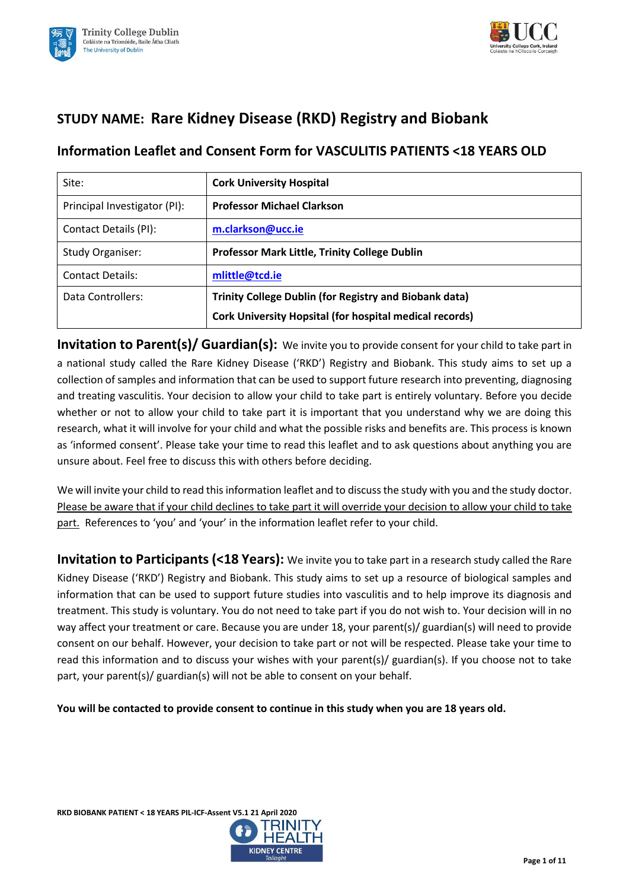# STUDY NAME: Rare Kidney Disease (RKD) Registry and Biobank

## Information Leaflet and Consent Form for VASCULITIS PATIENTS <18 YEARS OLD

| Site: | **Cork University Hospital** |
|---|---|
| Principal Investigator (PI): | **Professor Michael Clarkson** |
| Contact Details (PI): | **m.clarkson@ucc.ie** |
| Study Organiser: | **Professor Mark Little, Trinity College Dublin** |
| Contact Details: | **mlittle@tcd.ie** |
| Data Controllers: | **Trinity College Dublin (for Registry and Biobank data)**<br>**Cork University Hospital (for hospital medical records)** |

**Invitation to Parent(s)/ Guardian(s):** We invite you to provide consent for your child to take part in a national study called the Rare Kidney Disease ('RKD') Registry and Biobank. This study aims to set up a collection of samples and information that can be used to support future research into preventing, diagnosing and treating vasculitis. Your decision to allow your child to take part is entirely voluntary. Before you decide whether or not to allow your child to take part it is important that you understand why we are doing this research, what it will involve for your child and what the possible risks and benefits are. This process is known as 'informed consent'. Please take your time to read this leaflet and to ask questions about anything you are unsure about. Feel free to discuss this with others before deciding.

We will invite your child to read this information leaflet and to discuss the study with you and the study doctor. Please be aware that if your child declines to take part it will override your decision to allow your child to take part. References to 'you' and 'your' in the information leaflet refer to your child.

**Invitation to Participants (<18 Years):** We invite you to take part in a research study called the Rare Kidney Disease ('RKD') Registry and Biobank. This study aims to set up a resource of biological samples and information that can be used to support future studies into vasculitis and to help improve its diagnosis and treatment. This study is voluntary. You do not need to take part if you do not wish to. Your decision will in no way affect your treatment or care. Because you are under 18, your parent(s)/ guardian(s) will need to provide consent on our behalf. However, your decision to take part or not will be respected. Please take your time to read this information and to discuss your wishes with your parent(s)/ guardian(s). If you choose not to take part, your parent(s)/ guardian(s) will not be able to consent on your behalf.

**You will be contacted to provide consent to continue in this study when you are 18 years old.**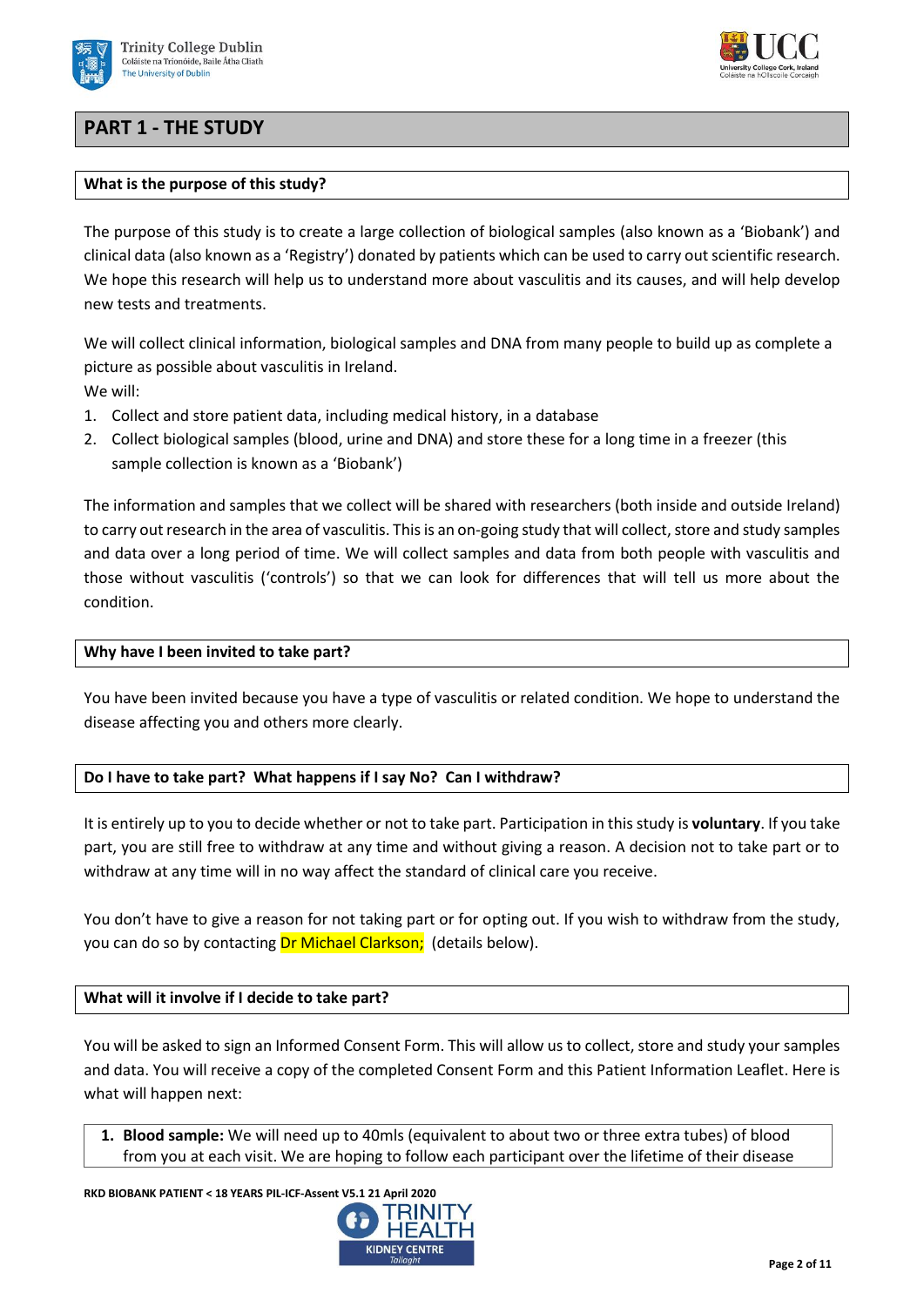## PART 1 - THE STUDY

### What is the purpose of this study?

The purpose of this study is to create a large collection of biological samples (also known as a 'Biobank') and clinical data (also known as a 'Registry') donated by patients which can be used to carry out scientific research. We hope this research will help us to understand more about vasculitis and its causes, and will help develop new tests and treatments.

We will collect clinical information, biological samples and DNA from many people to build up as complete a picture as possible about vasculitis in Ireland.
We will:

1. Collect and store patient data, including medical history, in a database
2. Collect biological samples (blood, urine and DNA) and store these for a long time in a freezer (this sample collection is known as a 'Biobank')

The information and samples that we collect will be shared with researchers (both inside and outside Ireland) to carry out research in the area of vasculitis. This is an on-going study that will collect, store and study samples and data over a long period of time. We will collect samples and data from both people with vasculitis and those without vasculitis ('controls') so that we can look for differences that will tell us more about the condition.

### Why have I been invited to take part?

You have been invited because you have a type of vasculitis or related condition. We hope to understand the disease affecting you and others more clearly.

### Do I have to take part? What happens if I say No? Can I withdraw?

It is entirely up to you to decide whether or not to take part. Participation in this study is **voluntary**. If you take part, you are still free to withdraw at any time and without giving a reason. A decision not to take part or to withdraw at any time will in no way affect the standard of clinical care you receive.

You don't have to give a reason for not taking part or for opting out. If you wish to withdraw from the study, you can do so by contacting Dr Michael Clarkson; (details below).

### What will it involve if I decide to take part?

You will be asked to sign an Informed Consent Form. This will allow us to collect, store and study your samples and data. You will receive a copy of the completed Consent Form and this Patient Information Leaflet. Here is what will happen next:

1. **Blood sample:** We will need up to 40mls (equivalent to about two or three extra tubes) of blood from you at each visit. We are hoping to follow each participant over the lifetime of their disease

RKD BIOBANK PATIENT < 18 YEARS PIL-ICF-Assent V5.1 21 April 2020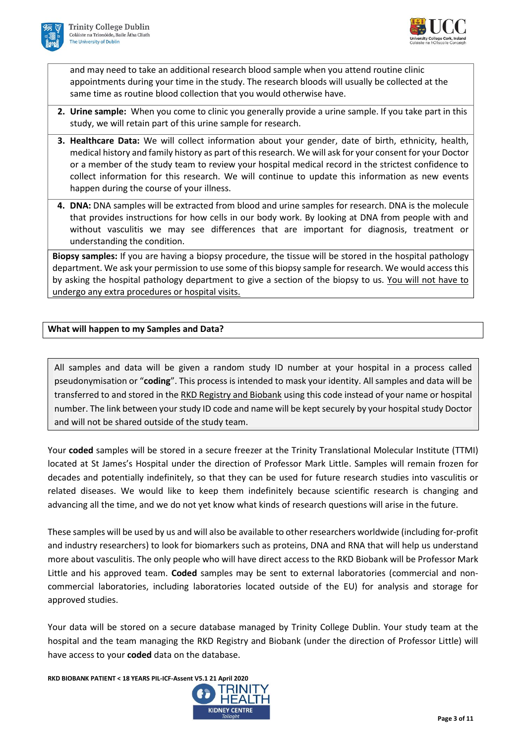and may need to take an additional research blood sample when you attend routine clinic appointments during your time in the study. The research bloods will usually be collected at the same time as routine blood collection that you would otherwise have.

2. **Urine sample:** When you come to clinic you generally provide a urine sample. If you take part in this study, we will retain part of this urine sample for research.
3. **Healthcare Data:** We will collect information about your gender, date of birth, ethnicity, health, medical history and family history as part of this research. We will ask for your consent for your Doctor or a member of the study team to review your hospital medical record in the strictest confidence to collect information for this research. We will continue to update this information as new events happen during the course of your illness.
4. **DNA:** DNA samples will be extracted from blood and urine samples for research. DNA is the molecule that provides instructions for how cells in our body work. By looking at DNA from people with and without vasculitis we may see differences that are important for diagnosis, treatment or understanding the condition.

**Biopsy samples:** If you are having a biopsy procedure, the tissue will be stored in the hospital pathology department. We ask your permission to use some of this biopsy sample for research. We would access this by asking the hospital pathology department to give a section of the biopsy to us. You will not have to undergo any extra procedures or hospital visits.

## What will happen to my Samples and Data?

All samples and data will be given a random study ID number at your hospital in a process called pseudonymisation or "**coding**". This process is intended to mask your identity. All samples and data will be transferred to and stored in the RKD Registry and Biobank using this code instead of your name or hospital number. The link between your study ID code and name will be kept securely by your hospital study Doctor and will not be shared outside of the study team.

Your **coded** samples will be stored in a secure freezer at the Trinity Translational Molecular Institute (TTMI) located at St James's Hospital under the direction of Professor Mark Little. Samples will remain frozen for decades and potentially indefinitely, so that they can be used for future research studies into vasculitis or related diseases. We would like to keep them indefinitely because scientific research is changing and advancing all the time, and we do not yet know what kinds of research questions will arise in the future.

These samples will be used by us and will also be available to other researchers worldwide (including for-profit and industry researchers) to look for biomarkers such as proteins, DNA and RNA that will help us understand more about vasculitis. The only people who will have direct access to the RKD Biobank will be Professor Mark Little and his approved team. **Coded** samples may be sent to external laboratories (commercial and non-commercial laboratories, including laboratories located outside of the EU) for analysis and storage for approved studies.

Your data will be stored on a secure database managed by Trinity College Dublin. Your study team at the hospital and the team managing the RKD Registry and Biobank (under the direction of Professor Little) will have access to your **coded** data on the database.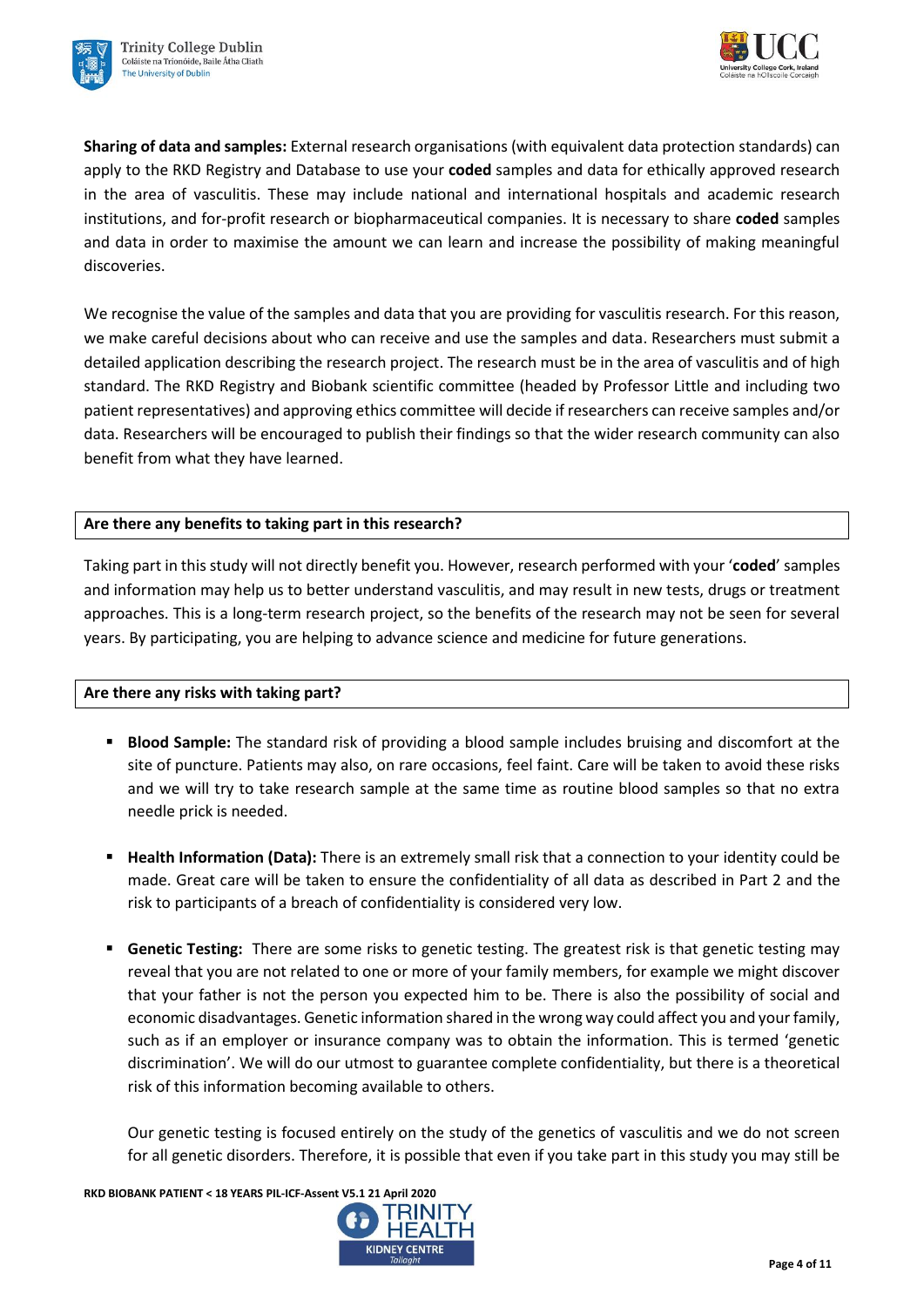**Sharing of data and samples:** External research organisations (with equivalent data protection standards) can apply to the RKD Registry and Database to use your **coded** samples and data for ethically approved research in the area of vasculitis. These may include national and international hospitals and academic research institutions, and for-profit research or biopharmaceutical companies. It is necessary to share **coded** samples and data in order to maximise the amount we can learn and increase the possibility of making meaningful discoveries.

We recognise the value of the samples and data that you are providing for vasculitis research. For this reason, we make careful decisions about who can receive and use the samples and data. Researchers must submit a detailed application describing the research project. The research must be in the area of vasculitis and of high standard. The RKD Registry and Biobank scientific committee (headed by Professor Little and including two patient representatives) and approving ethics committee will decide if researchers can receive samples and/or data. Researchers will be encouraged to publish their findings so that the wider research community can also benefit from what they have learned.

### Are there any benefits to taking part in this research?

Taking part in this study will not directly benefit you. However, research performed with your '**coded**' samples and information may help us to better understand vasculitis, and may result in new tests, drugs or treatment approaches. This is a long-term research project, so the benefits of the research may not be seen for several years. By participating, you are helping to advance science and medicine for future generations.

### Are there any risks with taking part?

- **Blood Sample:** The standard risk of providing a blood sample includes bruising and discomfort at the site of puncture. Patients may also, on rare occasions, feel faint. Care will be taken to avoid these risks and we will try to take research sample at the same time as routine blood samples so that no extra needle prick is needed.

- **Health Information (Data):** There is an extremely small risk that a connection to your identity could be made. Great care will be taken to ensure the confidentiality of all data as described in Part 2 and the risk to participants of a breach of confidentiality is considered very low.

- **Genetic Testing:** There are some risks to genetic testing. The greatest risk is that genetic testing may reveal that you are not related to one or more of your family members, for example we might discover that your father is not the person you expected him to be. There is also the possibility of social and economic disadvantages. Genetic information shared in the wrong way could affect you and your family, such as if an employer or insurance company was to obtain the information. This is termed 'genetic discrimination'. We will do our utmost to guarantee complete confidentiality, but there is a theoretical risk of this information becoming available to others.

  Our genetic testing is focused entirely on the study of the genetics of vasculitis and we do not screen for all genetic disorders. Therefore, it is possible that even if you take part in this study you may still be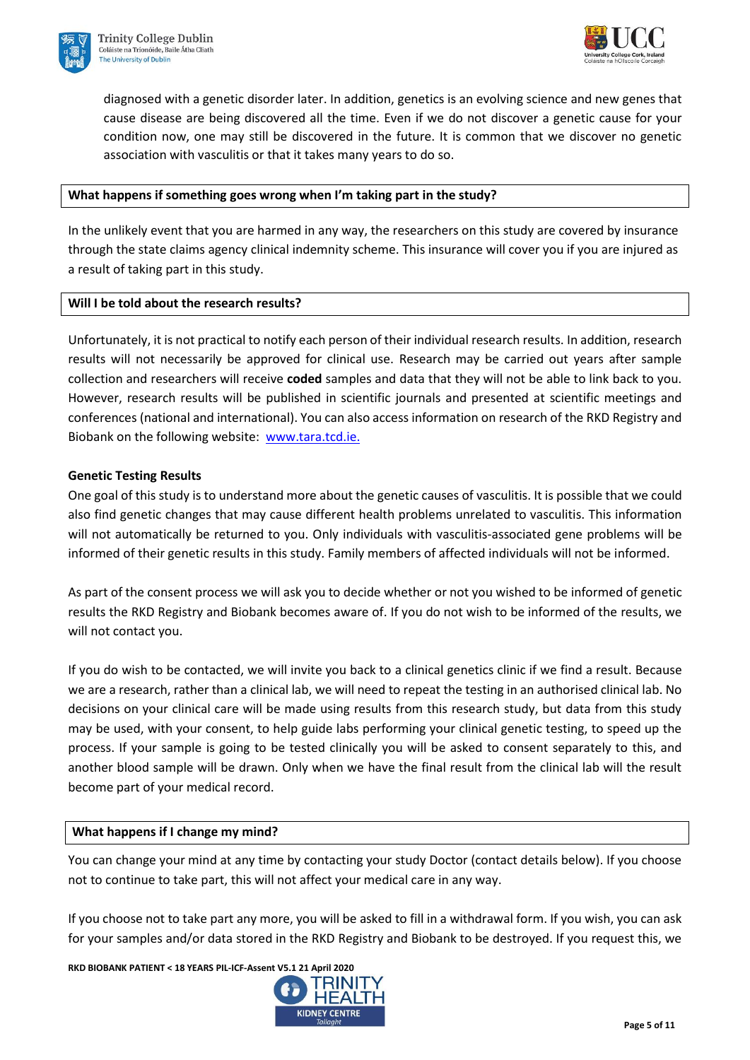diagnosed with a genetic disorder later. In addition, genetics is an evolving science and new genes that cause disease are being discovered all the time. Even if we do not discover a genetic cause for your condition now, one may still be discovered in the future. It is common that we discover no genetic association with vasculitis or that it takes many years to do so.

## What happens if something goes wrong when I'm taking part in the study?

In the unlikely event that you are harmed in any way, the researchers on this study are covered by insurance through the state claims agency clinical indemnity scheme. This insurance will cover you if you are injured as a result of taking part in this study.

## Will I be told about the research results?

Unfortunately, it is not practical to notify each person of their individual research results. In addition, research results will not necessarily be approved for clinical use. Research may be carried out years after sample collection and researchers will receive **coded** samples and data that they will not be able to link back to you. However, research results will be published in scientific journals and presented at scientific meetings and conferences (national and international). You can also access information on research of the RKD Registry and Biobank on the following website: www.tara.tcd.ie.

**Genetic Testing Results**

One goal of this study is to understand more about the genetic causes of vasculitis. It is possible that we could also find genetic changes that may cause different health problems unrelated to vasculitis. This information will not automatically be returned to you. Only individuals with vasculitis-associated gene problems will be informed of their genetic results in this study. Family members of affected individuals will not be informed.

As part of the consent process we will ask you to decide whether or not you wished to be informed of genetic results the RKD Registry and Biobank becomes aware of. If you do not wish to be informed of the results, we will not contact you.

If you do wish to be contacted, we will invite you back to a clinical genetics clinic if we find a result. Because we are a research, rather than a clinical lab, we will need to repeat the testing in an authorised clinical lab. No decisions on your clinical care will be made using results from this research study, but data from this study may be used, with your consent, to help guide labs performing your clinical genetic testing, to speed up the process. If your sample is going to be tested clinically you will be asked to consent separately to this, and another blood sample will be drawn. Only when we have the final result from the clinical lab will the result become part of your medical record.

## What happens if I change my mind?

You can change your mind at any time by contacting your study Doctor (contact details below). If you choose not to continue to take part, this will not affect your medical care in any way.

If you choose not to take part any more, you will be asked to fill in a withdrawal form. If you wish, you can ask for your samples and/or data stored in the RKD Registry and Biobank to be destroyed. If you request this, we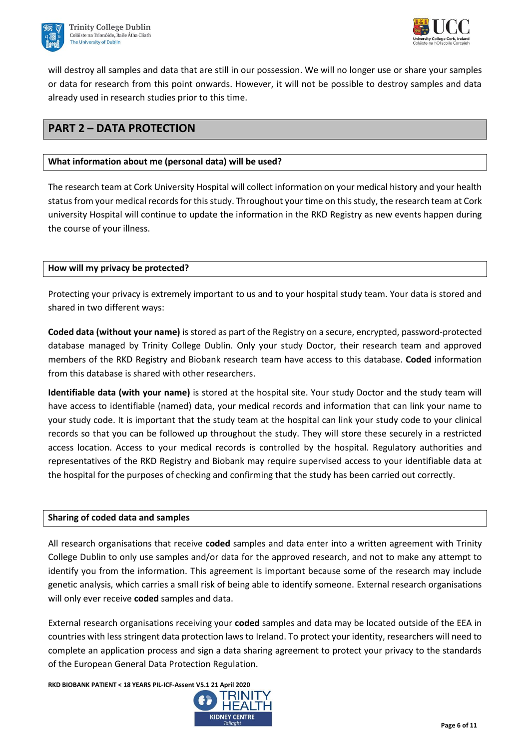will destroy all samples and data that are still in our possession. We will no longer use or share your samples or data for research from this point onwards. However, it will not be possible to destroy samples and data already used in research studies prior to this time.

## PART 2 – DATA PROTECTION

### What information about me (personal data) will be used?

The research team at Cork University Hospital will collect information on your medical history and your health status from your medical records for this study. Throughout your time on this study, the research team at Cork university Hospital will continue to update the information in the RKD Registry as new events happen during the course of your illness.

### How will my privacy be protected?

Protecting your privacy is extremely important to us and to your hospital study team. Your data is stored and shared in two different ways:

**Coded data (without your name)** is stored as part of the Registry on a secure, encrypted, password-protected database managed by Trinity College Dublin. Only your study Doctor, their research team and approved members of the RKD Registry and Biobank research team have access to this database. **Coded** information from this database is shared with other researchers.

**Identifiable data (with your name)** is stored at the hospital site. Your study Doctor and the study team will have access to identifiable (named) data, your medical records and information that can link your name to your study code. It is important that the study team at the hospital can link your study code to your clinical records so that you can be followed up throughout the study. They will store these securely in a restricted access location. Access to your medical records is controlled by the hospital. Regulatory authorities and representatives of the RKD Registry and Biobank may require supervised access to your identifiable data at the hospital for the purposes of checking and confirming that the study has been carried out correctly.

### Sharing of coded data and samples

All research organisations that receive **coded** samples and data enter into a written agreement with Trinity College Dublin to only use samples and/or data for the approved research, and not to make any attempt to identify you from the information. This agreement is important because some of the research may include genetic analysis, which carries a small risk of being able to identify someone. External research organisations will only ever receive **coded** samples and data.

External research organisations receiving your **coded** samples and data may be located outside of the EEA in countries with less stringent data protection laws to Ireland. To protect your identity, researchers will need to complete an application process and sign a data sharing agreement to protect your privacy to the standards of the European General Data Protection Regulation.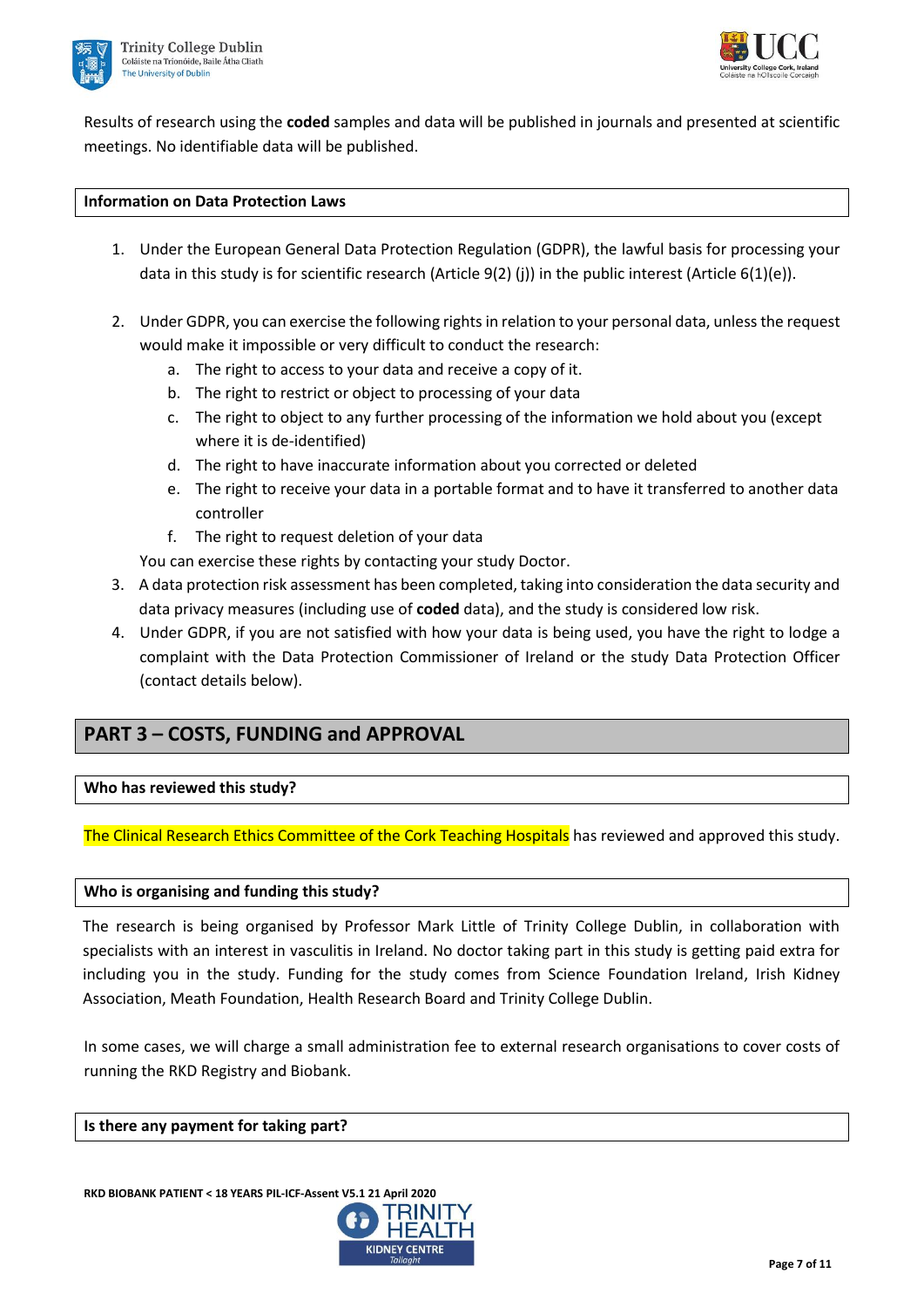Results of research using the **coded** samples and data will be published in journals and presented at scientific meetings. No identifiable data will be published.

**Information on Data Protection Laws**

1. Under the European General Data Protection Regulation (GDPR), the lawful basis for processing your data in this study is for scientific research (Article 9(2) (j)) in the public interest (Article 6(1)(e)).

2. Under GDPR, you can exercise the following rights in relation to your personal data, unless the request would make it impossible or very difficult to conduct the research:
   a. The right to access to your data and receive a copy of it.
   b. The right to restrict or object to processing of your data
   c. The right to object to any further processing of the information we hold about you (except where it is de-identified)
   d. The right to have inaccurate information about you corrected or deleted
   e. The right to receive your data in a portable format and to have it transferred to another data controller
   f. The right to request deletion of your data

   You can exercise these rights by contacting your study Doctor.
3. A data protection risk assessment has been completed, taking into consideration the data security and data privacy measures (including use of **coded** data), and the study is considered low risk.
4. Under GDPR, if you are not satisfied with how your data is being used, you have the right to lodge a complaint with the Data Protection Commissioner of Ireland or the study Data Protection Officer (contact details below).

## PART 3 – COSTS, FUNDING and APPROVAL

**Who has reviewed this study?**

The Clinical Research Ethics Committee of the Cork Teaching Hospitals has reviewed and approved this study.

**Who is organising and funding this study?**

The research is being organised by Professor Mark Little of Trinity College Dublin, in collaboration with specialists with an interest in vasculitis in Ireland. No doctor taking part in this study is getting paid extra for including you in the study. Funding for the study comes from Science Foundation Ireland, Irish Kidney Association, Meath Foundation, Health Research Board and Trinity College Dublin.

In some cases, we will charge a small administration fee to external research organisations to cover costs of running the RKD Registry and Biobank.

**Is there any payment for taking part?**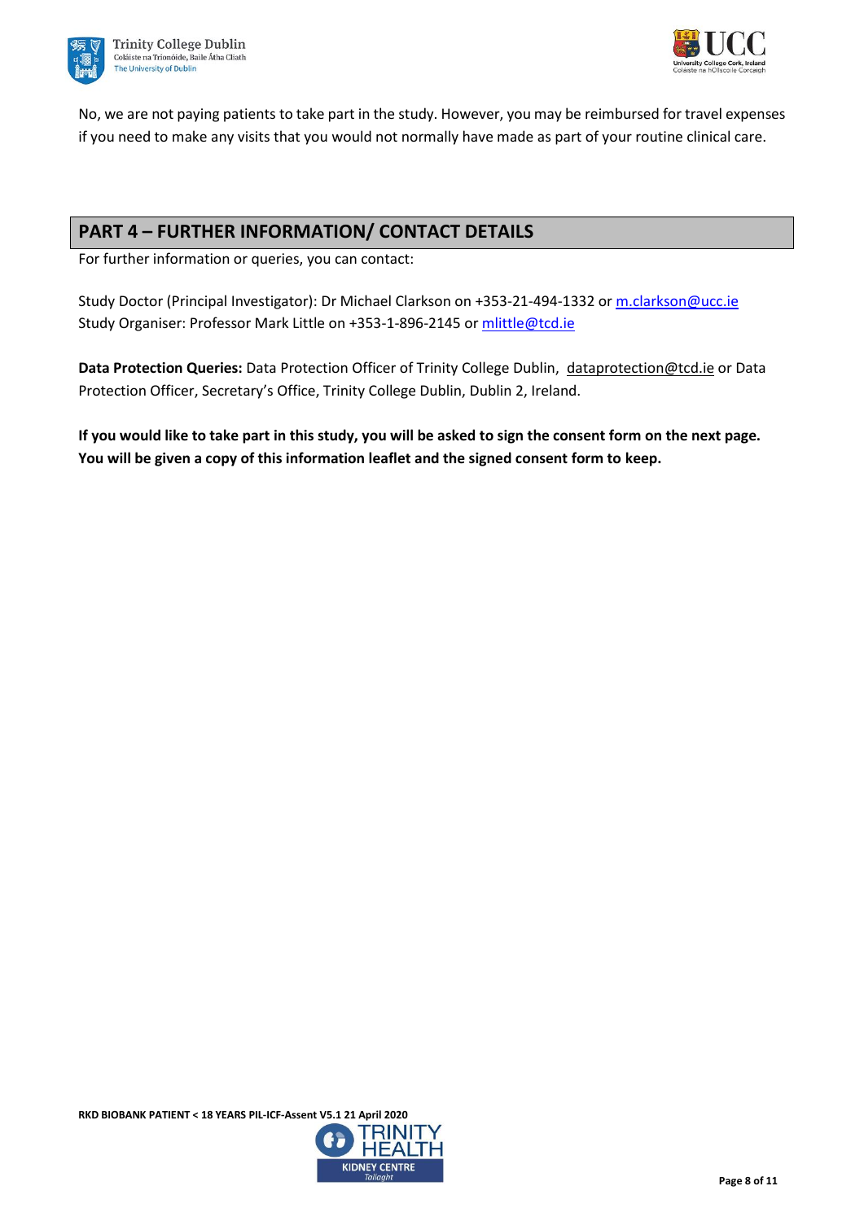No, we are not paying patients to take part in the study. However, you may be reimbursed for travel expenses if you need to make any visits that you would not normally have made as part of your routine clinical care.

## PART 4 – FURTHER INFORMATION/ CONTACT DETAILS

For further information or queries, you can contact:

Study Doctor (Principal Investigator): Dr Michael Clarkson on +353-21-494-1332 or m.clarkson@ucc.ie
Study Organiser: Professor Mark Little on +353-1-896-2145 or mlittle@tcd.ie

**Data Protection Queries:** Data Protection Officer of Trinity College Dublin, dataprotection@tcd.ie or Data Protection Officer, Secretary's Office, Trinity College Dublin, Dublin 2, Ireland.

**If you would like to take part in this study, you will be asked to sign the consent form on the next page. You will be given a copy of this information leaflet and the signed consent form to keep.**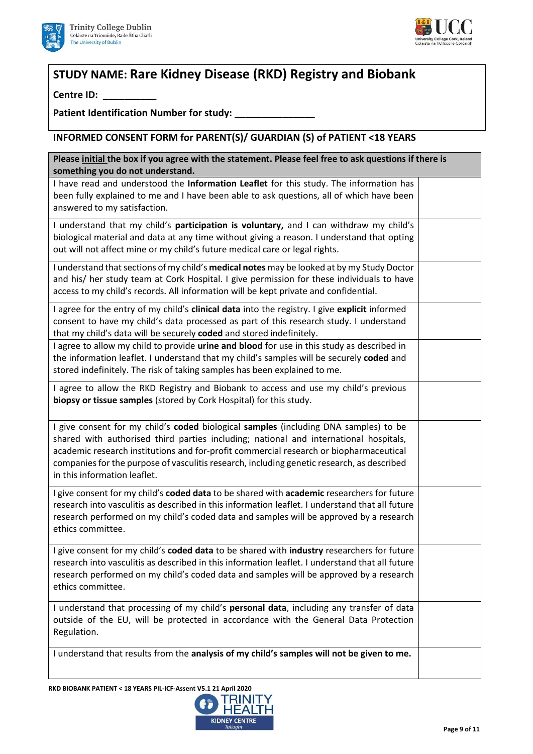## STUDY NAME: Rare Kidney Disease (RKD) Registry and Biobank

**Centre ID: __________**

**Patient Identification Number for study: _______________**

### INFORMED CONSENT FORM for PARENT(S)/ GUARDIAN (S) of PATIENT <18 YEARS

| Please initial the box if you agree with the statement. Please feel free to ask questions if there is something you do not understand. | |
|---|---|
| I have read and understood the **Information Leaflet** for this study. The information has been fully explained to me and I have been able to ask questions, all of which have been answered to my satisfaction. | |
| I understand that my child's **participation is voluntary,** and I can withdraw my child's biological material and data at any time without giving a reason. I understand that opting out will not affect mine or my child's future medical care or legal rights. | |
| I understand that sections of my child's **medical notes** may be looked at by my Study Doctor and his/ her study team at Cork Hospital. I give permission for these individuals to have access to my child's records. All information will be kept private and confidential. | |
| I agree for the entry of my child's **clinical data** into the registry. I give **explicit** informed consent to have my child's data processed as part of this research study. I understand that my child's data will be securely **coded** and stored indefinitely. | |
| I agree to allow my child to provide **urine and blood** for use in this study as described in the information leaflet. I understand that my child's samples will be securely **coded** and stored indefinitely. The risk of taking samples has been explained to me. | |
| I agree to allow the RKD Registry and Biobank to access and use my child's previous **biopsy or tissue samples** (stored by Cork Hospital) for this study. | |
| I give consent for my child's **coded** biological **samples** (including DNA samples) to be shared with authorised third parties including; national and international hospitals, academic research institutions and for-profit commercial research or biopharmaceutical companies for the purpose of vasculitis research, including genetic research, as described in this information leaflet. | |
| I give consent for my child's **coded data** to be shared with **academic** researchers for future research into vasculitis as described in this information leaflet. I understand that all future research performed on my child's coded data and samples will be approved by a research ethics committee. | |
| I give consent for my child's **coded data** to be shared with **industry** researchers for future research into vasculitis as described in this information leaflet. I understand that all future research performed on my child's coded data and samples will be approved by a research ethics committee. | |
| I understand that processing of my child's **personal data**, including any transfer of data outside of the EU, will be protected in accordance with the General Data Protection Regulation. | |
| I understand that results from the **analysis of my child's samples will not be given to me.** | |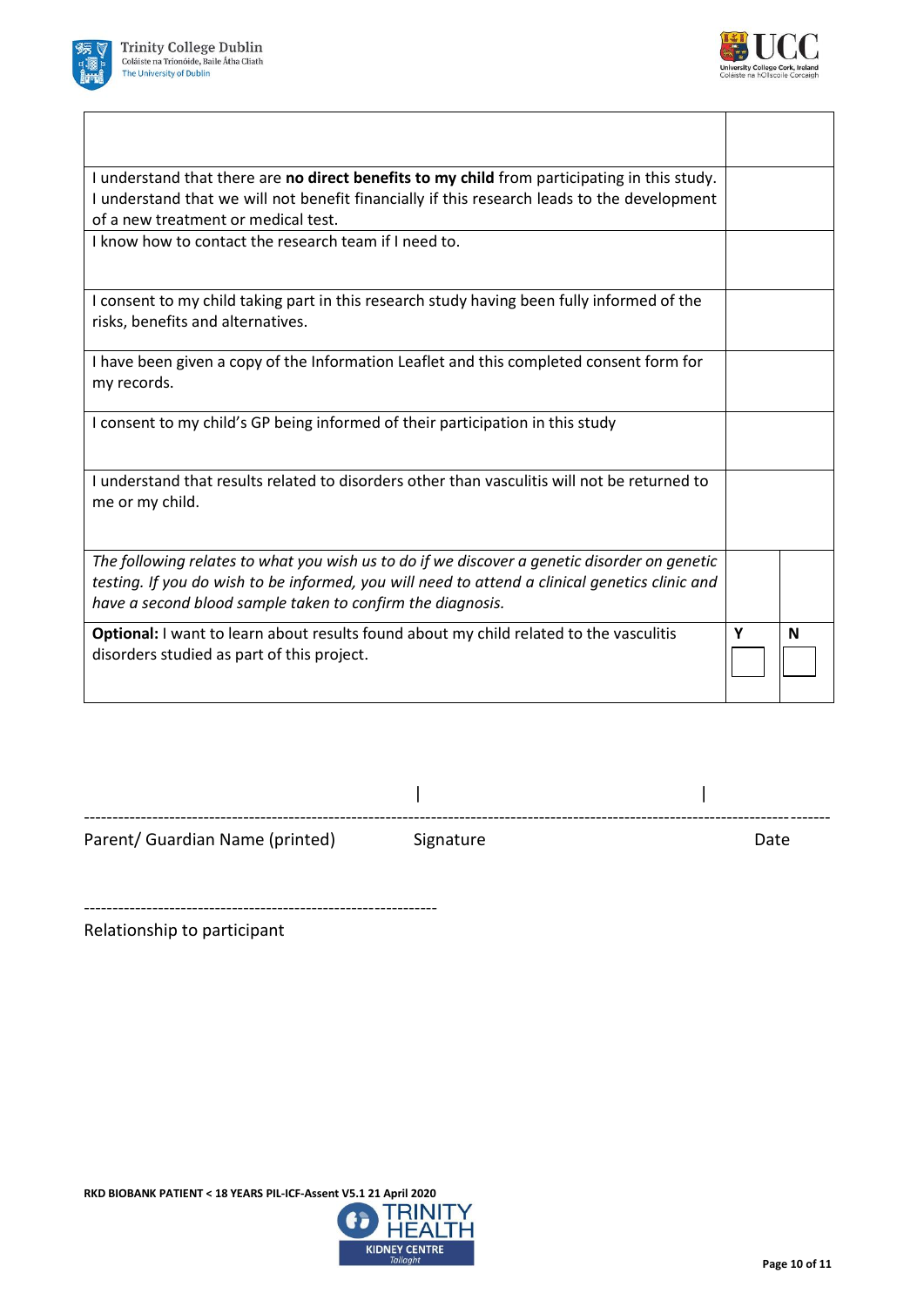| | | |
|---|---|---|
| | | |
| I understand that there are **no direct benefits to my child** from participating in this study. I understand that we will not benefit financially if this research leads to the development of a new treatment or medical test. | | |
| I know how to contact the research team if I need to. | | |
| I consent to my child taking part in this research study having been fully informed of the risks, benefits and alternatives. | | |
| I have been given a copy of the Information Leaflet and this completed consent form for my records. | | |
| I consent to my child's GP being informed of their participation in this study | | |
| I understand that results related to disorders other than vasculitis will not be returned to me or my child. | | |
| *The following relates to what you wish us to do if we discover a genetic disorder on genetic testing. If you do wish to be informed, you will need to attend a clinical genetics clinic and have a second blood sample taken to confirm the diagnosis.* | | |
| **Optional:** I want to learn about results found about my child related to the vasculitis disorders studied as part of this project. | **Y** ☐ | **N** ☐ |

---

Parent/ Guardian Name (printed) | Signature | Date

---

Relationship to participant

RKD BIOBANK PATIENT < 18 YEARS PIL-ICF-Assent V5.1 21 April 2020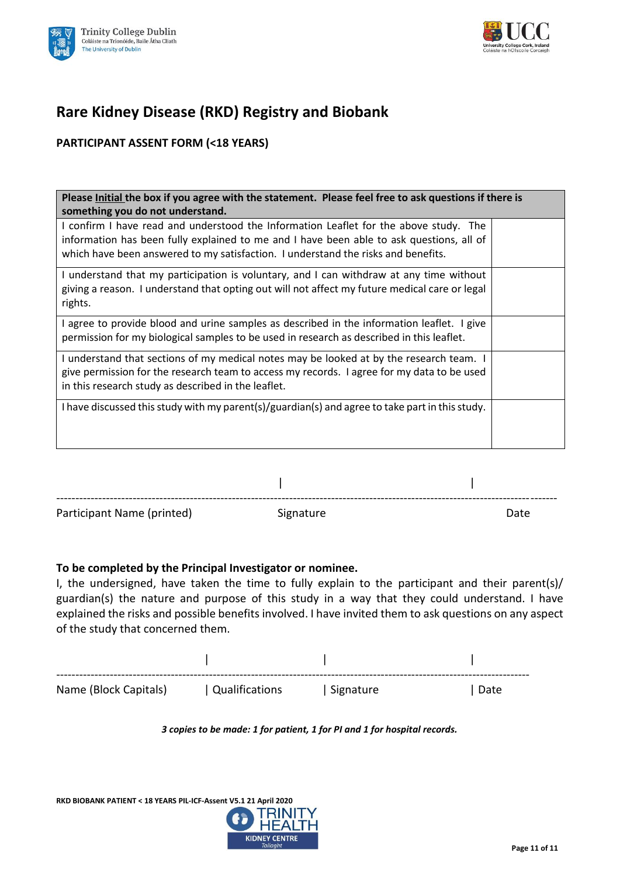# Rare Kidney Disease (RKD) Registry and Biobank

**PARTICIPANT ASSENT FORM (<18 YEARS)**

| **Please Initial the box if you agree with the statement. Please feel free to ask questions if there is something you do not understand.** | |
|---|---|
| I confirm I have read and understood the Information Leaflet for the above study. The information has been fully explained to me and I have been able to ask questions, all of which have been answered to my satisfaction. I understand the risks and benefits. | |
| I understand that my participation is voluntary, and I can withdraw at any time without giving a reason. I understand that opting out will not affect my future medical care or legal rights. | |
| I agree to provide blood and urine samples as described in the information leaflet. I give permission for my biological samples to be used in research as described in this leaflet. | |
| I understand that sections of my medical notes may be looked at by the research team. I give permission for the research team to access my records. I agree for my data to be used in this research study as described in the leaflet. | |
| I have discussed this study with my parent(s)/guardian(s) and agree to take part in this study. | |

| | | |
|---|---|---|
| Participant Name (printed) | Signature | Date |

**To be completed by the Principal Investigator or nominee.**

I, the undersigned, have taken the time to fully explain to the participant and their parent(s)/ guardian(s) the nature and purpose of this study in a way that they could understand. I have explained the risks and possible benefits involved. I have invited them to ask questions on any aspect of the study that concerned them.

| | | | |
|---|---|---|---|
| Name (Block Capitals) | Qualifications | Signature | Date |

***3 copies to be made: 1 for patient, 1 for PI and 1 for hospital records.***

**RKD BIOBANK PATIENT < 18 YEARS PIL-ICF-Assent V5.1 21 April 2020**